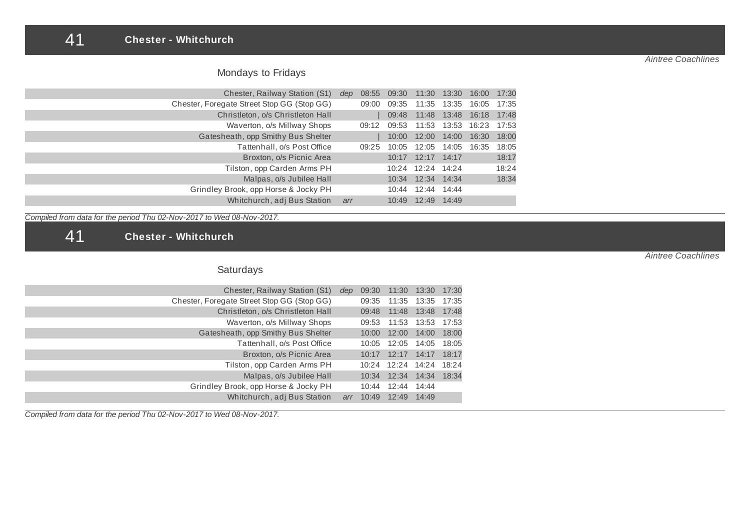# 41 Chester - Whitchurch

*Aintree Coachlines*

## Mondays to Fridays

| | | | | | | | |
|---|---|---|---|---|---|---|---|
| Chester, Railway Station (S1) | *dep* | 08:55 | 09:30 | 11:30 | 13:30 | 16:00 | 17:30 |
| Chester, Foregate Street Stop GG (Stop GG) | | 09:00 | 09:35 | 11:35 | 13:35 | 16:05 | 17:35 |
| Christleton, o/s Christleton Hall | | \| | 09:48 | 11:48 | 13:48 | 16:18 | 17:48 |
| Waverton, o/s Millway Shops | | 09:12 | 09:53 | 11:53 | 13:53 | 16:23 | 17:53 |
| Gatesheath, opp Smithy Bus Shelter | | \| | 10:00 | 12:00 | 14:00 | 16:30 | 18:00 |
| Tattenhall, o/s Post Office | | 09:25 | 10:05 | 12:05 | 14:05 | 16:35 | 18:05 |
| Broxton, o/s Picnic Area | | | 10:17 | 12:17 | 14:17 | | 18:17 |
| Tilston, opp Carden Arms PH | | | 10:24 | 12:24 | 14:24 | | 18:24 |
| Malpas, o/s Jubilee Hall | | | 10:34 | 12:34 | 14:34 | | 18:34 |
| Grindley Brook, opp Horse & Jocky PH | | | 10:44 | 12:44 | 14:44 | | |
| Whitchurch, adj Bus Station | *arr* | | 10:49 | 12:49 | 14:49 | | |

*Compiled from data for the period Thu 02-Nov-2017 to Wed 08-Nov-2017.*

# 41 Chester - Whitchurch

*Aintree Coachlines*

## Saturdays

| | | | | | |
|---|---|---|---|---|---|
| Chester, Railway Station (S1) | *dep* | 09:30 | 11:30 | 13:30 | 17:30 |
| Chester, Foregate Street Stop GG (Stop GG) | | 09:35 | 11:35 | 13:35 | 17:35 |
| Christleton, o/s Christleton Hall | | 09:48 | 11:48 | 13:48 | 17:48 |
| Waverton, o/s Millway Shops | | 09:53 | 11:53 | 13:53 | 17:53 |
| Gatesheath, opp Smithy Bus Shelter | | 10:00 | 12:00 | 14:00 | 18:00 |
| Tattenhall, o/s Post Office | | 10:05 | 12:05 | 14:05 | 18:05 |
| Broxton, o/s Picnic Area | | 10:17 | 12:17 | 14:17 | 18:17 |
| Tilston, opp Carden Arms PH | | 10:24 | 12:24 | 14:24 | 18:24 |
| Malpas, o/s Jubilee Hall | | 10:34 | 12:34 | 14:34 | 18:34 |
| Grindley Brook, opp Horse & Jocky PH | | 10:44 | 12:44 | 14:44 | |
| Whitchurch, adj Bus Station | *arr* | 10:49 | 12:49 | 14:49 | |

*Compiled from data for the period Thu 02-Nov-2017 to Wed 08-Nov-2017.*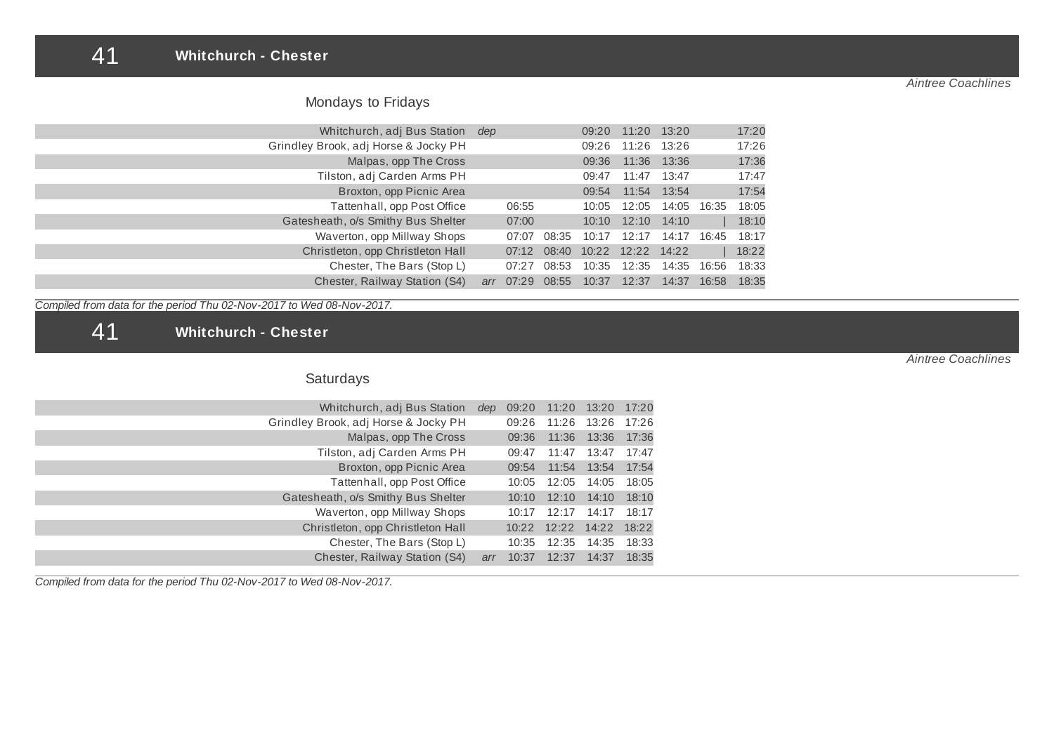## 41 Whitchurch - Chester

*Aintree Coachlines*

### Mondays to Fridays

| Stop | | | | | | | | |
|---|---|---|---|---|---|---|---|---|
| Whitchurch, adj Bus Station | dep | | | 09:20 | 11:20 | 13:20 | | 17:20 |
| Grindley Brook, adj Horse & Jocky PH | | | | 09:26 | 11:26 | 13:26 | | 17:26 |
| Malpas, opp The Cross | | | | 09:36 | 11:36 | 13:36 | | 17:36 |
| Tilston, adj Carden Arms PH | | | | 09:47 | 11:47 | 13:47 | | 17:47 |
| Broxton, opp Picnic Area | | | | 09:54 | 11:54 | 13:54 | | 17:54 |
| Tattenhall, opp Post Office | | 06:55 | | 10:05 | 12:05 | 14:05 | 16:35 | 18:05 |
| Gatesheath, o/s Smithy Bus Shelter | | 07:00 | | 10:10 | 12:10 | 14:10 | \| | 18:10 |
| Waverton, opp Millway Shops | | 07:07 | 08:35 | 10:17 | 12:17 | 14:17 | 16:45 | 18:17 |
| Christleton, opp Christleton Hall | | 07:12 | 08:40 | 10:22 | 12:22 | 14:22 | \| | 18:22 |
| Chester, The Bars (Stop L) | | 07:27 | 08:53 | 10:35 | 12:35 | 14:35 | 16:56 | 18:33 |
| Chester, Railway Station (S4) | arr | 07:29 | 08:55 | 10:37 | 12:37 | 14:37 | 16:58 | 18:35 |

*Compiled from data for the period Thu 02-Nov-2017 to Wed 08-Nov-2017.*

## 41 Whitchurch - Chester

*Aintree Coachlines*

### Saturdays

| Stop | | | | | |
|---|---|---|---|---|---|
| Whitchurch, adj Bus Station | dep | 09:20 | 11:20 | 13:20 | 17:20 |
| Grindley Brook, adj Horse & Jocky PH | | 09:26 | 11:26 | 13:26 | 17:26 |
| Malpas, opp The Cross | | 09:36 | 11:36 | 13:36 | 17:36 |
| Tilston, adj Carden Arms PH | | 09:47 | 11:47 | 13:47 | 17:47 |
| Broxton, opp Picnic Area | | 09:54 | 11:54 | 13:54 | 17:54 |
| Tattenhall, opp Post Office | | 10:05 | 12:05 | 14:05 | 18:05 |
| Gatesheath, o/s Smithy Bus Shelter | | 10:10 | 12:10 | 14:10 | 18:10 |
| Waverton, opp Millway Shops | | 10:17 | 12:17 | 14:17 | 18:17 |
| Christleton, opp Christleton Hall | | 10:22 | 12:22 | 14:22 | 18:22 |
| Chester, The Bars (Stop L) | | 10:35 | 12:35 | 14:35 | 18:33 |
| Chester, Railway Station (S4) | arr | 10:37 | 12:37 | 14:37 | 18:35 |

*Compiled from data for the period Thu 02-Nov-2017 to Wed 08-Nov-2017.*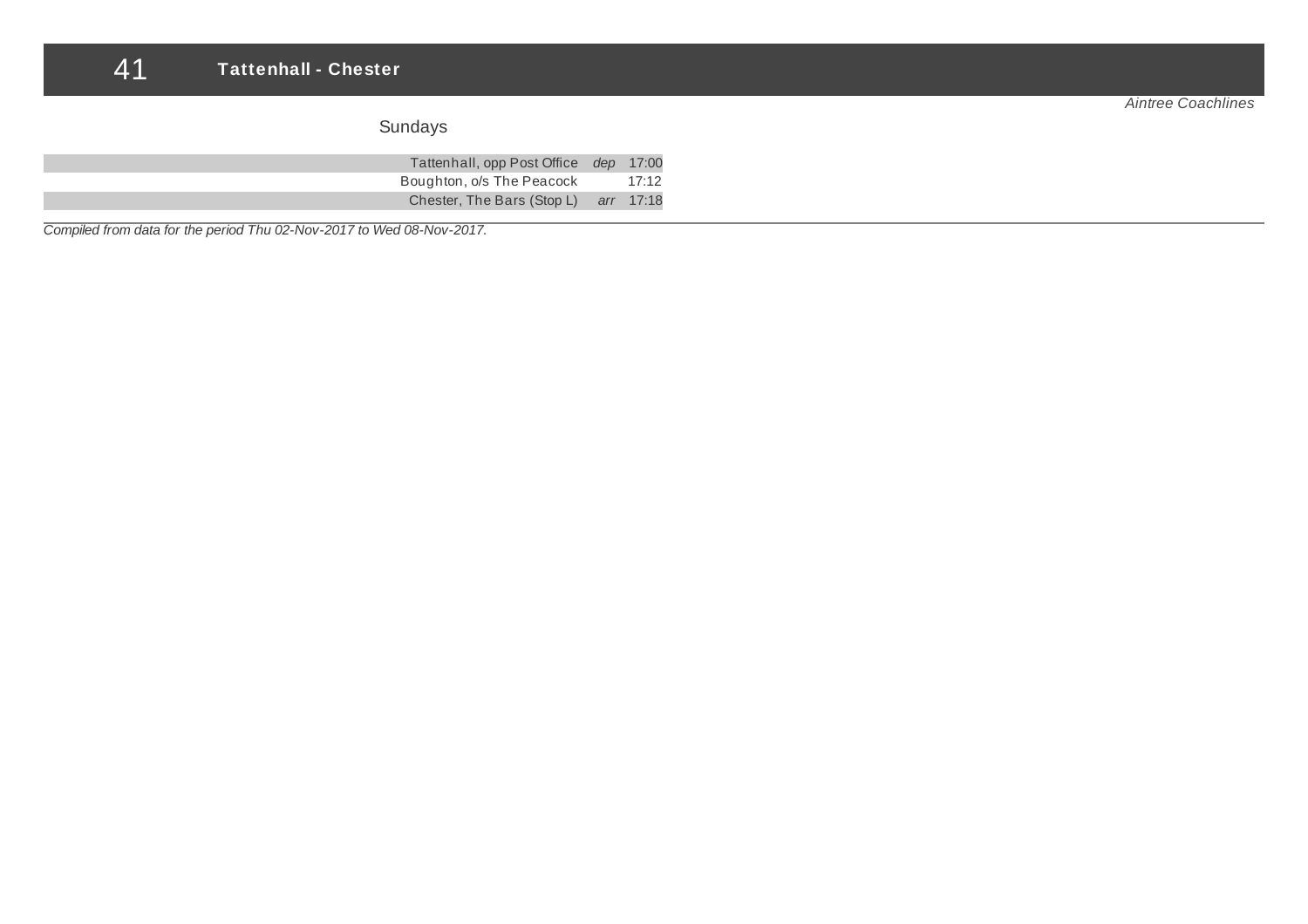# 41 Tattenhall - Chester

*Aintree Coachlines*

## Sundays

| | | |
|---|---|---|
| Tattenhall, opp Post Office | *dep* | 17:00 |
| Boughton, o/s The Peacock | | 17:12 |
| Chester, The Bars (Stop L) | *arr* | 17:18 |

*Compiled from data for the period Thu 02-Nov-2017 to Wed 08-Nov-2017.*